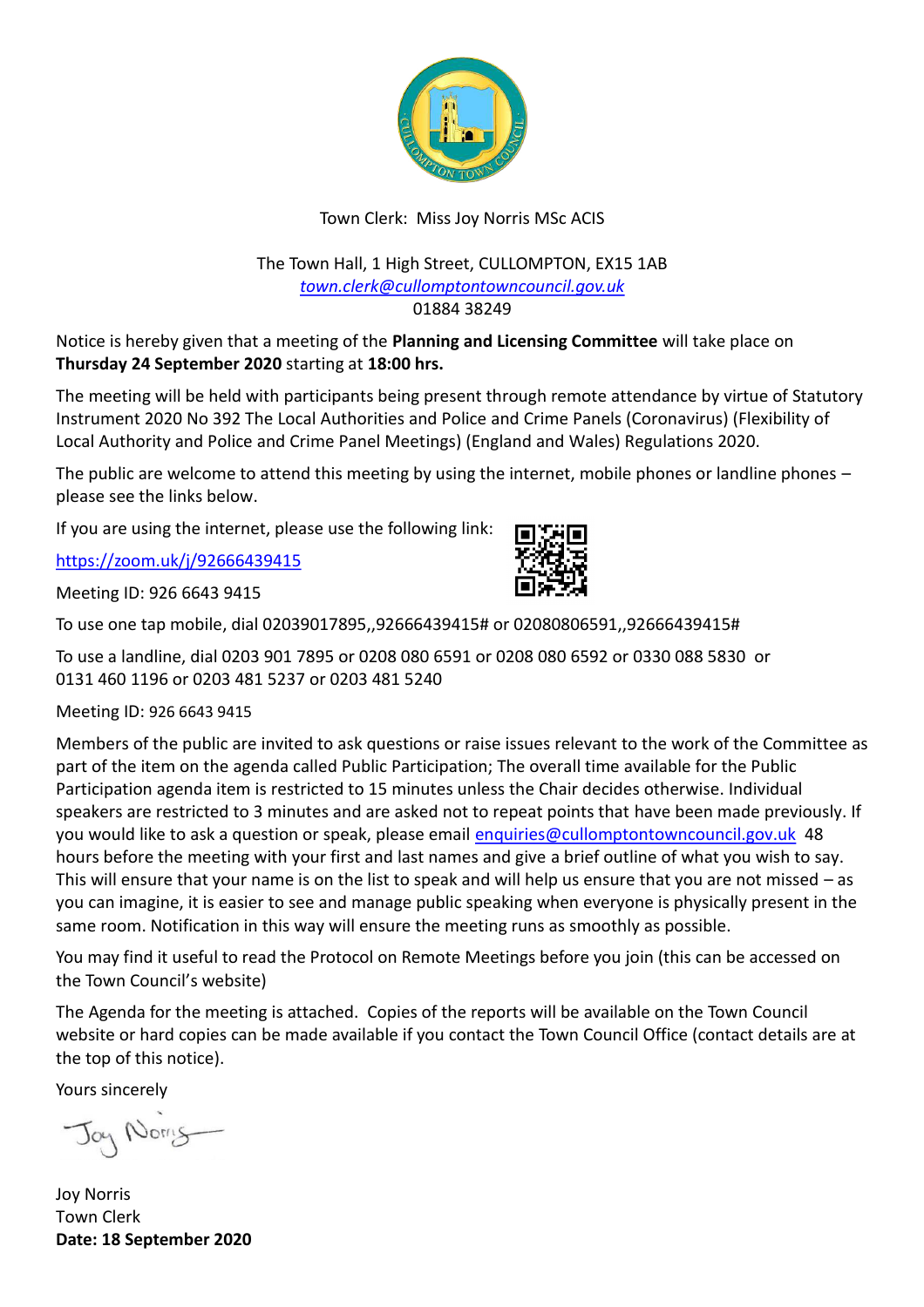Town Clerk: Miss Joy Norris MSc ACIS

The Town Hall, 1 High Street, CULLOMPTON, EX15 1AB
*town.clerk@cullomptontowncouncil.gov.uk*
01884 38249

Notice is hereby given that a meeting of the **Planning and Licensing Committee** will take place on **Thursday 24 September 2020** starting at **18:00 hrs.**

The meeting will be held with participants being present through remote attendance by virtue of Statutory Instrument 2020 No 392 The Local Authorities and Police and Crime Panels (Coronavirus) (Flexibility of Local Authority and Police and Crime Panel Meetings) (England and Wales) Regulations 2020.

The public are welcome to attend this meeting by using the internet, mobile phones or landline phones – please see the links below.

If you are using the internet, please use the following link:

https://zoom.uk/j/92666439415

Meeting ID: 926 6643 9415

To use one tap mobile, dial 02039017895,,92666439415# or 02080806591,,92666439415#

To use a landline, dial 0203 901 7895 or 0208 080 6591 or 0208 080 6592 or 0330 088 5830 or 0131 460 1196 or 0203 481 5237 or 0203 481 5240

Meeting ID: 926 6643 9415

Members of the public are invited to ask questions or raise issues relevant to the work of the Committee as part of the item on the agenda called Public Participation; The overall time available for the Public Participation agenda item is restricted to 15 minutes unless the Chair decides otherwise. Individual speakers are restricted to 3 minutes and are asked not to repeat points that have been made previously. If you would like to ask a question or speak, please email enquiries@cullomptontowncouncil.gov.uk 48 hours before the meeting with your first and last names and give a brief outline of what you wish to say. This will ensure that your name is on the list to speak and will help us ensure that you are not missed – as you can imagine, it is easier to see and manage public speaking when everyone is physically present in the same room. Notification in this way will ensure the meeting runs as smoothly as possible.

You may find it useful to read the Protocol on Remote Meetings before you join (this can be accessed on the Town Council's website)

The Agenda for the meeting is attached. Copies of the reports will be available on the Town Council website or hard copies can be made available if you contact the Town Council Office (contact details are at the top of this notice).

Yours sincerely

Joy Norris

Joy Norris
Town Clerk
**Date: 18 September 2020**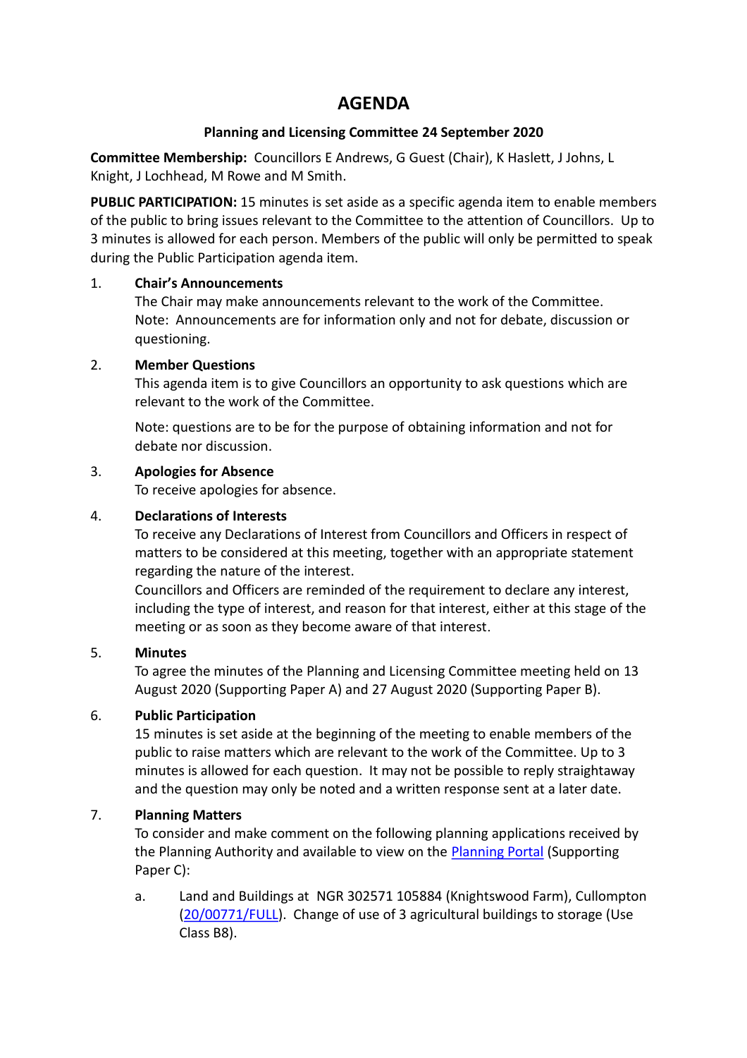# AGENDA

**Planning and Licensing Committee 24 September 2020**

**Committee Membership:** Councillors E Andrews, G Guest (Chair), K Haslett, J Johns, L Knight, J Lochhead, M Rowe and M Smith.

**PUBLIC PARTICIPATION:** 15 minutes is set aside as a specific agenda item to enable members of the public to bring issues relevant to the Committee to the attention of Councillors. Up to 3 minutes is allowed for each person. Members of the public will only be permitted to speak during the Public Participation agenda item.

1. **Chair's Announcements**
   The Chair may make announcements relevant to the work of the Committee.
   Note: Announcements are for information only and not for debate, discussion or questioning.

2. **Member Questions**
   This agenda item is to give Councillors an opportunity to ask questions which are relevant to the work of the Committee.

   Note: questions are to be for the purpose of obtaining information and not for debate nor discussion.

3. **Apologies for Absence**
   To receive apologies for absence.

4. **Declarations of Interests**
   To receive any Declarations of Interest from Councillors and Officers in respect of matters to be considered at this meeting, together with an appropriate statement regarding the nature of the interest.
   Councillors and Officers are reminded of the requirement to declare any interest, including the type of interest, and reason for that interest, either at this stage of the meeting or as soon as they become aware of that interest.

5. **Minutes**
   To agree the minutes of the Planning and Licensing Committee meeting held on 13 August 2020 (Supporting Paper A) and 27 August 2020 (Supporting Paper B).

6. **Public Participation**
   15 minutes is set aside at the beginning of the meeting to enable members of the public to raise matters which are relevant to the work of the Committee. Up to 3 minutes is allowed for each question. It may not be possible to reply straightaway and the question may only be noted and a written response sent at a later date.

7. **Planning Matters**
   To consider and make comment on the following planning applications received by the Planning Authority and available to view on the Planning Portal (Supporting Paper C):

   a. Land and Buildings at NGR 302571 105884 (Knightswood Farm), Cullompton (20/00771/FULL). Change of use of 3 agricultural buildings to storage (Use Class B8).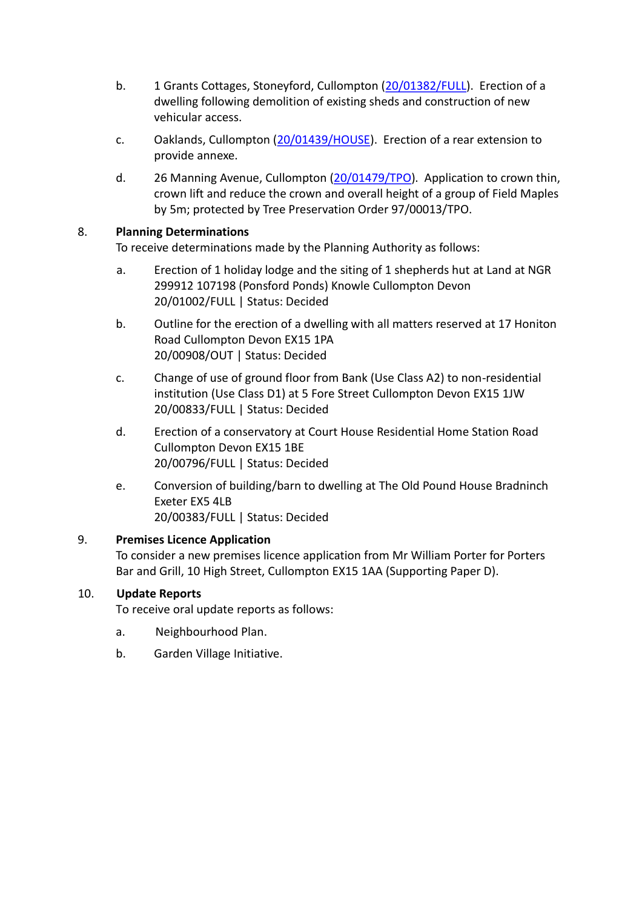b. 1 Grants Cottages, Stoneyford, Cullompton (20/01382/FULL). Erection of a dwelling following demolition of existing sheds and construction of new vehicular access.

c. Oaklands, Cullompton (20/01439/HOUSE). Erection of a rear extension to provide annexe.

d. 26 Manning Avenue, Cullompton (20/01479/TPO). Application to crown thin, crown lift and reduce the crown and overall height of a group of Field Maples by 5m; protected by Tree Preservation Order 97/00013/TPO.

8. **Planning Determinations**
   To receive determinations made by the Planning Authority as follows:

   a. Erection of 1 holiday lodge and the siting of 1 shepherds hut at Land at NGR 299912 107198 (Ponsford Ponds) Knowle Cullompton Devon
   20/01002/FULL | Status: Decided

   b. Outline for the erection of a dwelling with all matters reserved at 17 Honiton Road Cullompton Devon EX15 1PA
   20/00908/OUT | Status: Decided

   c. Change of use of ground floor from Bank (Use Class A2) to non-residential institution (Use Class D1) at 5 Fore Street Cullompton Devon EX15 1JW
   20/00833/FULL | Status: Decided

   d. Erection of a conservatory at Court House Residential Home Station Road Cullompton Devon EX15 1BE
   20/00796/FULL | Status: Decided

   e. Conversion of building/barn to dwelling at The Old Pound House Bradninch Exeter EX5 4LB
   20/00383/FULL | Status: Decided

9. **Premises Licence Application**
   To consider a new premises licence application from Mr William Porter for Porters Bar and Grill, 10 High Street, Cullompton EX15 1AA (Supporting Paper D).

10. **Update Reports**
    To receive oral update reports as follows:

    a. Neighbourhood Plan.

    b. Garden Village Initiative.